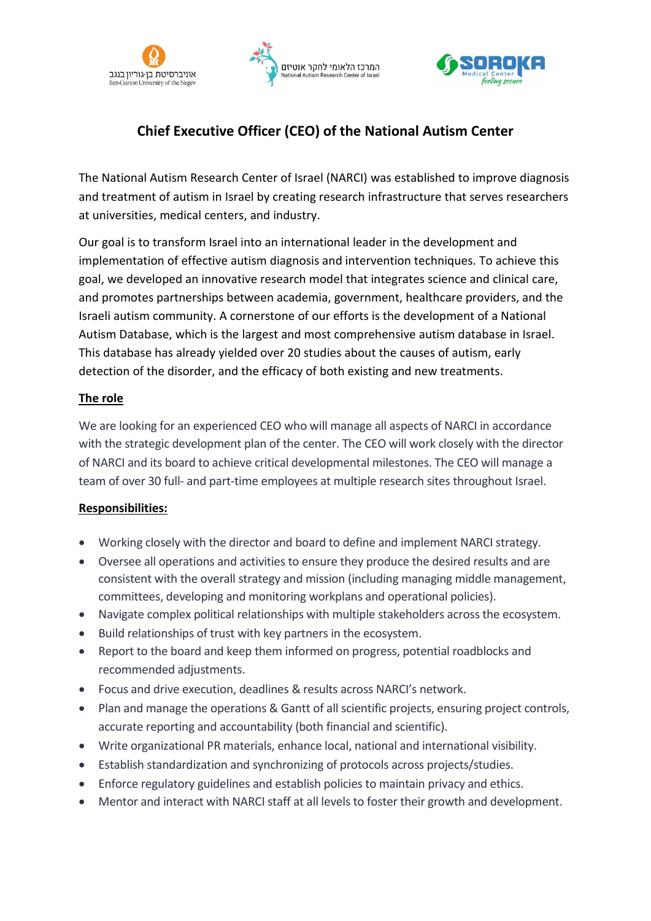אוניברסיטת בן-גוריון בנגב
Ben-Gurion University of the Negev

המרכז הלאומי לחקר אוטיזם
National Autism Research Center of Israel

SOROKA Medical Center *feeling secure*

# Chief Executive Officer (CEO) of the National Autism Center

The National Autism Research Center of Israel (NARCI) was established to improve diagnosis and treatment of autism in Israel by creating research infrastructure that serves researchers at universities, medical centers, and industry.

Our goal is to transform Israel into an international leader in the development and implementation of effective autism diagnosis and intervention techniques. To achieve this goal, we developed an innovative research model that integrates science and clinical care, and promotes partnerships between academia, government, healthcare providers, and the Israeli autism community. A cornerstone of our efforts is the development of a National Autism Database, which is the largest and most comprehensive autism database in Israel. This database has already yielded over 20 studies about the causes of autism, early detection of the disorder, and the efficacy of both existing and new treatments.

## The role

We are looking for an experienced CEO who will manage all aspects of NARCI in accordance with the strategic development plan of the center. The CEO will work closely with the director of NARCI and its board to achieve critical developmental milestones. The CEO will manage a team of over 30 full- and part-time employees at multiple research sites throughout Israel.

## Responsibilities:

- Working closely with the director and board to define and implement NARCI strategy.
- Oversee all operations and activities to ensure they produce the desired results and are consistent with the overall strategy and mission (including managing middle management, committees, developing and monitoring workplans and operational policies).
- Navigate complex political relationships with multiple stakeholders across the ecosystem.
- Build relationships of trust with key partners in the ecosystem.
- Report to the board and keep them informed on progress, potential roadblocks and recommended adjustments.
- Focus and drive execution, deadlines & results across NARCI's network.
- Plan and manage the operations & Gantt of all scientific projects, ensuring project controls, accurate reporting and accountability (both financial and scientific).
- Write organizational PR materials, enhance local, national and international visibility.
- Establish standardization and synchronizing of protocols across projects/studies.
- Enforce regulatory guidelines and establish policies to maintain privacy and ethics.
- Mentor and interact with NARCI staff at all levels to foster their growth and development.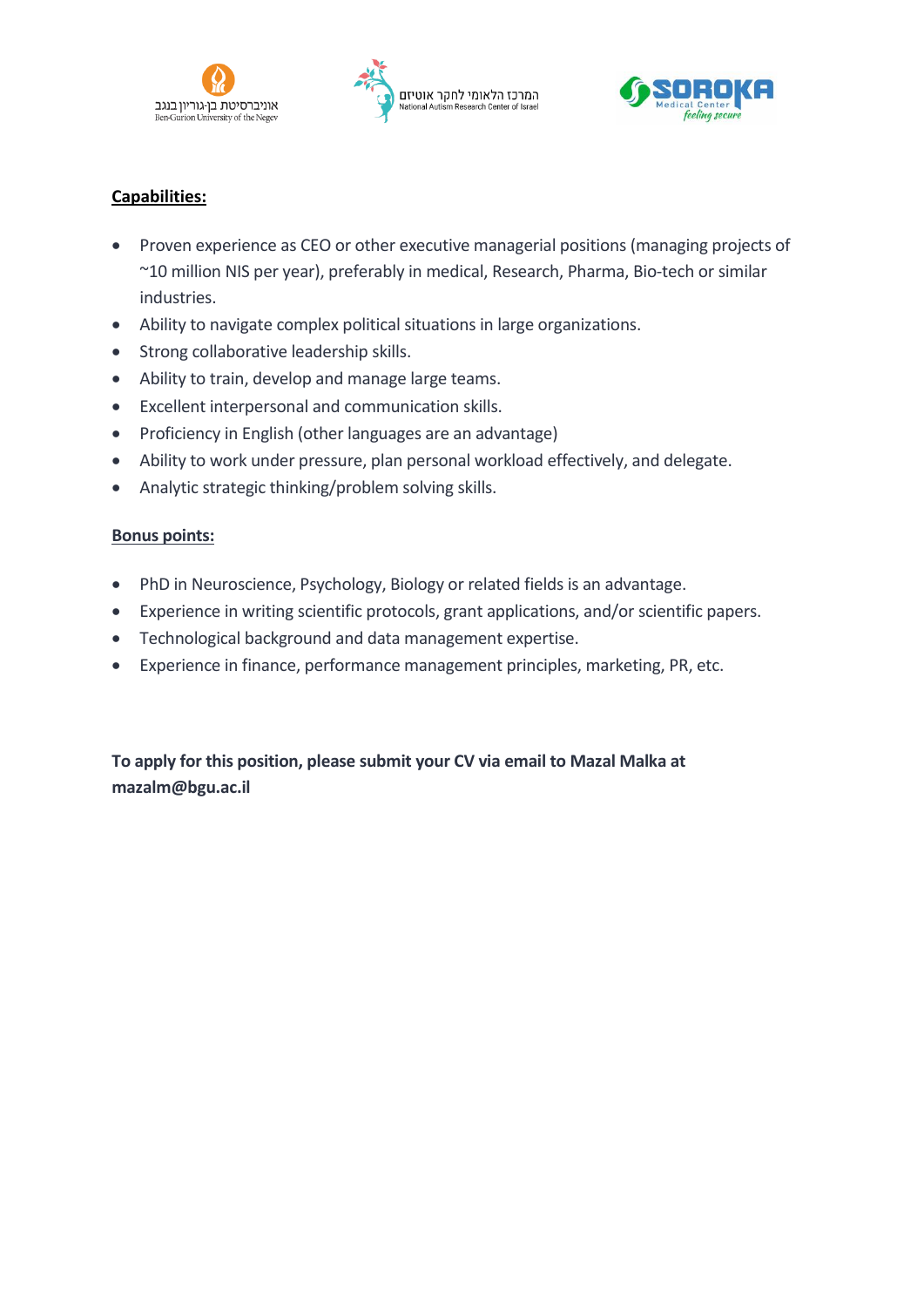**Capabilities:**

- Proven experience as CEO or other executive managerial positions (managing projects of ~10 million NIS per year), preferably in medical, Research, Pharma, Bio-tech or similar industries.
- Ability to navigate complex political situations in large organizations.
- Strong collaborative leadership skills.
- Ability to train, develop and manage large teams.
- Excellent interpersonal and communication skills.
- Proficiency in English (other languages are an advantage)
- Ability to work under pressure, plan personal workload effectively, and delegate.
- Analytic strategic thinking/problem solving skills.

**Bonus points:**

- PhD in Neuroscience, Psychology, Biology or related fields is an advantage.
- Experience in writing scientific protocols, grant applications, and/or scientific papers.
- Technological background and data management expertise.
- Experience in finance, performance management principles, marketing, PR, etc.

**To apply for this position, please submit your CV via email to Mazal Malka at mazalm@bgu.ac.il**